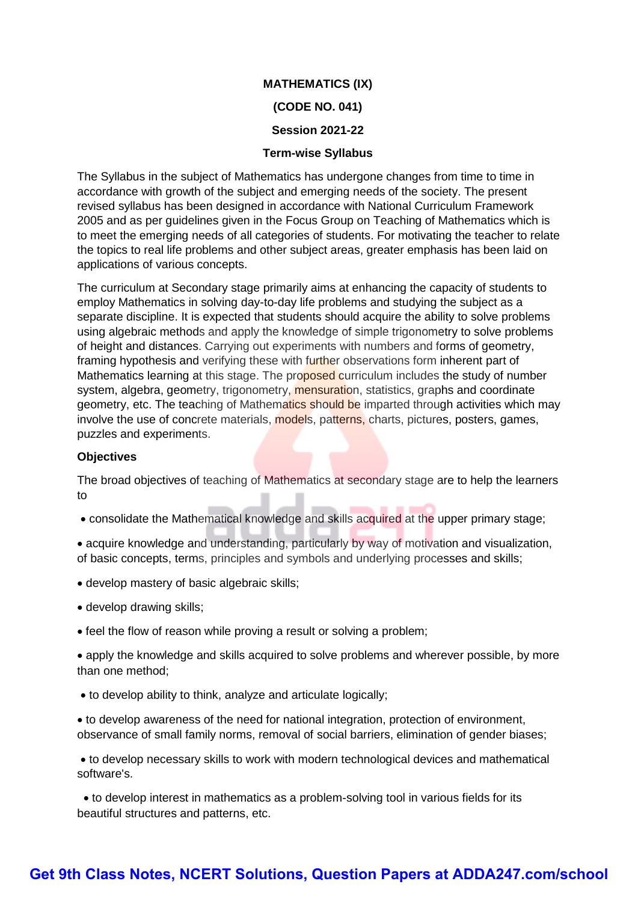# MATHEMATICS (IX)

## (CODE NO. 041)

## Session 2021-22

## Term-wise Syllabus

The Syllabus in the subject of Mathematics has undergone changes from time to time in accordance with growth of the subject and emerging needs of the society. The present revised syllabus has been designed in accordance with National Curriculum Framework 2005 and as per guidelines given in the Focus Group on Teaching of Mathematics which is to meet the emerging needs of all categories of students. For motivating the teacher to relate the topics to real life problems and other subject areas, greater emphasis has been laid on applications of various concepts.

The curriculum at Secondary stage primarily aims at enhancing the capacity of students to employ Mathematics in solving day-to-day life problems and studying the subject as a separate discipline. It is expected that students should acquire the ability to solve problems using algebraic methods and apply the knowledge of simple trigonometry to solve problems of height and distances. Carrying out experiments with numbers and forms of geometry, framing hypothesis and verifying these with further observations form inherent part of Mathematics learning at this stage. The proposed curriculum includes the study of number system, algebra, geometry, trigonometry, mensuration, statistics, graphs and coordinate geometry, etc. The teaching of Mathematics should be imparted through activities which may involve the use of concrete materials, models, patterns, charts, pictures, posters, games, puzzles and experiments.

**Objectives**

The broad objectives of teaching of Mathematics at secondary stage are to help the learners to

- consolidate the Mathematical knowledge and skills acquired at the upper primary stage;
- acquire knowledge and understanding, particularly by way of motivation and visualization, of basic concepts, terms, principles and symbols and underlying processes and skills;
- develop mastery of basic algebraic skills;
- develop drawing skills;
- feel the flow of reason while proving a result or solving a problem;
- apply the knowledge and skills acquired to solve problems and wherever possible, by more than one method;
- to develop ability to think, analyze and articulate logically;
- to develop awareness of the need for national integration, protection of environment, observance of small family norms, removal of social barriers, elimination of gender biases;
- to develop necessary skills to work with modern technological devices and mathematical software's.
- to develop interest in mathematics as a problem-solving tool in various fields for its beautiful structures and patterns, etc.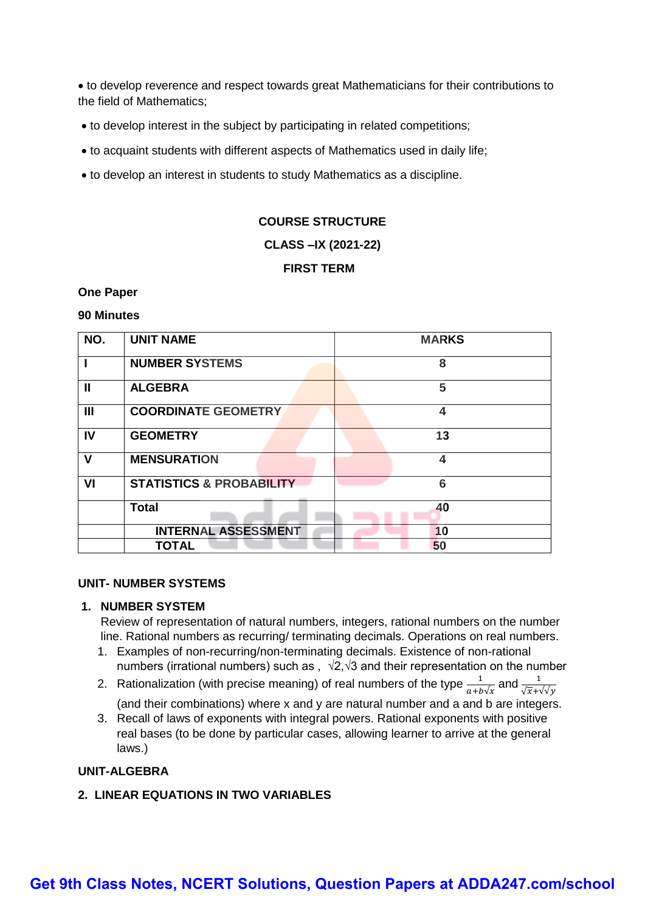- to develop reverence and respect towards great Mathematicians for their contributions to the field of Mathematics;
- to develop interest in the subject by participating in related competitions;
- to acquaint students with different aspects of Mathematics used in daily life;
- to develop an interest in students to study Mathematics as a discipline.

**COURSE STRUCTURE**

**CLASS –IX (2021-22)**

**FIRST TERM**

**One Paper**

**90 Minutes**

| NO. | UNIT NAME | MARKS |
|---|---|---|
| I | NUMBER SYSTEMS | 8 |
| II | ALGEBRA | 5 |
| III | COORDINATE GEOMETRY | 4 |
| IV | GEOMETRY | 13 |
| V | MENSURATION | 4 |
| VI | STATISTICS & PROBABILITY | 6 |
| | Total | 40 |
| | INTERNAL ASSESSMENT | 10 |
| | TOTAL | 50 |

**UNIT- NUMBER SYSTEMS**

1. **NUMBER SYSTEM**

   Review of representation of natural numbers, integers, rational numbers on the number line. Rational numbers as recurring/ terminating decimals. Operations on real numbers.

   1. Examples of non-recurring/non-terminating decimals. Existence of non-rational numbers (irrational numbers) such as , $\sqrt{2}$,$\sqrt{3}$ and their representation on the number
   2. Rationalization (with precise meaning) of real numbers of the type $\frac{1}{a+b\sqrt{x}}$ and $\frac{1}{\sqrt{x}+\sqrt{\sqrt{y}}}$ (and their combinations) where x and y are natural number and a and b are integers.
   3. Recall of laws of exponents with integral powers. Rational exponents with positive real bases (to be done by particular cases, allowing learner to arrive at the general laws.)

**UNIT-ALGEBRA**

2. **LINEAR EQUATIONS IN TWO VARIABLES**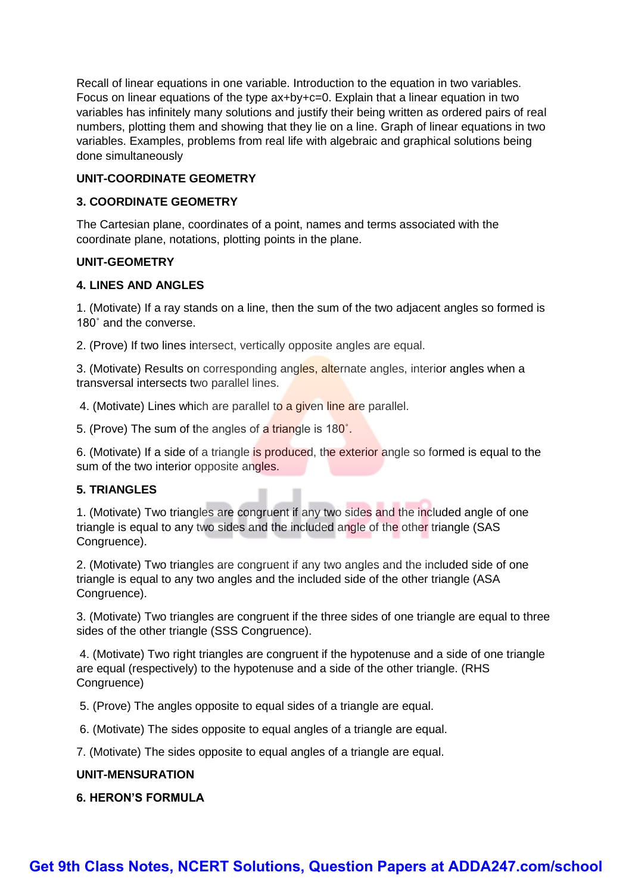Recall of linear equations in one variable. Introduction to the equation in two variables. Focus on linear equations of the type $ax+by+c=0$. Explain that a linear equation in two variables has infinitely many solutions and justify their being written as ordered pairs of real numbers, plotting them and showing that they lie on a line. Graph of linear equations in two variables. Examples, problems from real life with algebraic and graphical solutions being done simultaneously

**UNIT-COORDINATE GEOMETRY**

**3. COORDINATE GEOMETRY**

The Cartesian plane, coordinates of a point, names and terms associated with the coordinate plane, notations, plotting points in the plane.

**UNIT-GEOMETRY**

**4. LINES AND ANGLES**

1. (Motivate) If a ray stands on a line, then the sum of the two adjacent angles so formed is 180˚ and the converse.

2. (Prove) If two lines intersect, vertically opposite angles are equal.

3. (Motivate) Results on corresponding angles, alternate angles, interior angles when a transversal intersects two parallel lines.

4. (Motivate) Lines which are parallel to a given line are parallel.

5. (Prove) The sum of the angles of a triangle is 180˚.

6. (Motivate) If a side of a triangle is produced, the exterior angle so formed is equal to the sum of the two interior opposite angles.

**5. TRIANGLES**

1. (Motivate) Two triangles are congruent if any two sides and the included angle of one triangle is equal to any two sides and the included angle of the other triangle (SAS Congruence).

2. (Motivate) Two triangles are congruent if any two angles and the included side of one triangle is equal to any two angles and the included side of the other triangle (ASA Congruence).

3. (Motivate) Two triangles are congruent if the three sides of one triangle are equal to three sides of the other triangle (SSS Congruence).

4. (Motivate) Two right triangles are congruent if the hypotenuse and a side of one triangle are equal (respectively) to the hypotenuse and a side of the other triangle. (RHS Congruence)

5. (Prove) The angles opposite to equal sides of a triangle are equal.

6. (Motivate) The sides opposite to equal angles of a triangle are equal.

7. (Motivate) The sides opposite to equal angles of a triangle are equal.

**UNIT-MENSURATION**

**6. HERON'S FORMULA**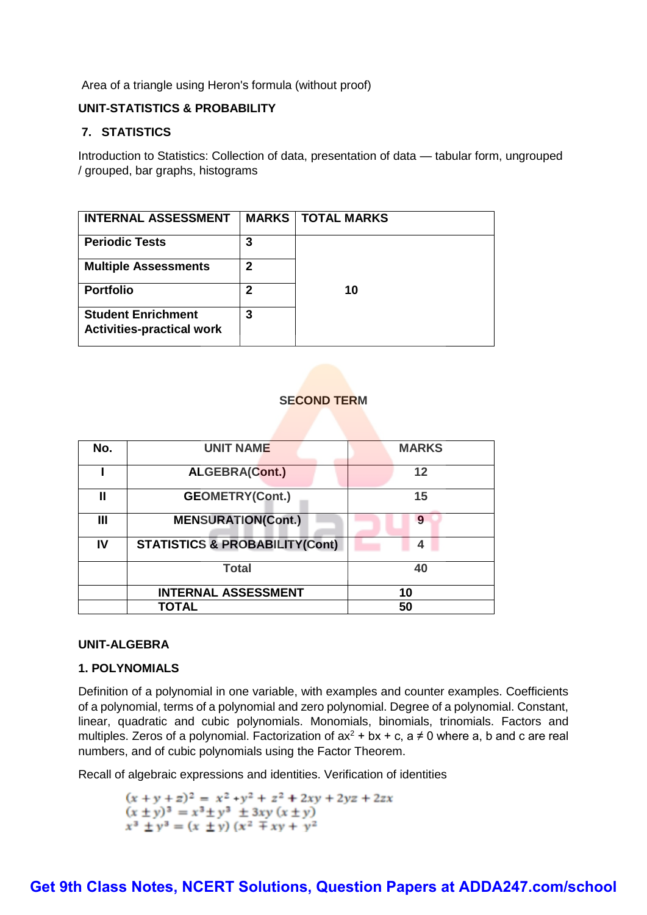Area of a triangle using Heron's formula (without proof)

**UNIT-STATISTICS & PROBABILITY**

**7. STATISTICS**

Introduction to Statistics: Collection of data, presentation of data — tabular form, ungrouped / grouped, bar graphs, histograms

| INTERNAL ASSESSMENT | MARKS | TOTAL MARKS |
|---|---|---|
| **Periodic Tests** | **3** | **10** |
| **Multiple Assessments** | **2** | |
| **Portfolio** | **2** | |
| **Student Enrichment Activities-practical work** | **3** | |

**SECOND TERM**

| No. | UNIT NAME | MARKS |
|---|---|---|
| I | ALGEBRA(Cont.) | 12 |
| II | GEOMETRY(Cont.) | 15 |
| III | MENSURATION(Cont.) | 9 |
| IV | STATISTICS & PROBABILITY(Cont) | 4 |
| | Total | 40 |
| | INTERNAL ASSESSMENT | 10 |
| | TOTAL | 50 |

**UNIT-ALGEBRA**

**1. POLYNOMIALS**

Definition of a polynomial in one variable, with examples and counter examples. Coefficients of a polynomial, terms of a polynomial and zero polynomial. Degree of a polynomial. Constant, linear, quadratic and cubic polynomials. Monomials, binomials, trinomials. Factors and multiples. Zeros of a polynomial. Factorization of $ax^2 + bx + c$, $a \neq 0$ where a, b and c are real numbers, and of cubic polynomials using the Factor Theorem.

Recall of algebraic expressions and identities. Verification of identities

$$(x + y + z)^2 = x^2 + y^2 + z^2 + 2xy + 2yz + 2zx$$
$$(x \pm y)^3 = x^3 \pm y^3 \pm 3xy(x \pm y)$$
$$x^3 \pm y^3 = (x \pm y)(x^2 \mp xy + y^2$$

**Get 9th Class Notes, NCERT Solutions, Question Papers at ADDA247.com/school**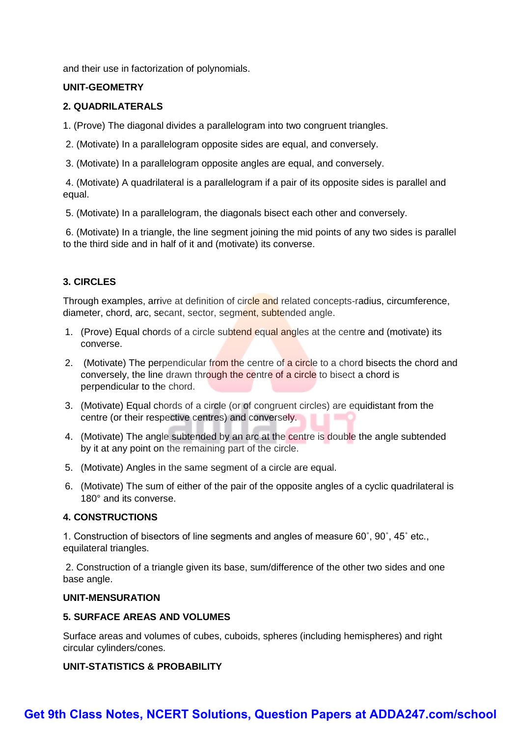and their use in factorization of polynomials.

**UNIT-GEOMETRY**

**2. QUADRILATERALS**

1. (Prove) The diagonal divides a parallelogram into two congruent triangles.

2. (Motivate) In a parallelogram opposite sides are equal, and conversely.

3. (Motivate) In a parallelogram opposite angles are equal, and conversely.

4. (Motivate) A quadrilateral is a parallelogram if a pair of its opposite sides is parallel and equal.

5. (Motivate) In a parallelogram, the diagonals bisect each other and conversely.

6. (Motivate) In a triangle, the line segment joining the mid points of any two sides is parallel to the third side and in half of it and (motivate) its converse.

**3. CIRCLES**

Through examples, arrive at definition of circle and related concepts-radius, circumference, diameter, chord, arc, secant, sector, segment, subtended angle.

1. (Prove) Equal chords of a circle subtend equal angles at the centre and (motivate) its converse.
2. (Motivate) The perpendicular from the centre of a circle to a chord bisects the chord and conversely, the line drawn through the centre of a circle to bisect a chord is perpendicular to the chord.
3. (Motivate) Equal chords of a circle (or of congruent circles) are equidistant from the centre (or their respective centres) and conversely.
4. (Motivate) The angle subtended by an arc at the centre is double the angle subtended by it at any point on the remaining part of the circle.
5. (Motivate) Angles in the same segment of a circle are equal.
6. (Motivate) The sum of either of the pair of the opposite angles of a cyclic quadrilateral is 180° and its converse.

**4. CONSTRUCTIONS**

1. Construction of bisectors of line segments and angles of measure 60˚, 90˚, 45˚ etc., equilateral triangles.

2. Construction of a triangle given its base, sum/difference of the other two sides and one base angle.

**UNIT-MENSURATION**

**5. SURFACE AREAS AND VOLUMES**

Surface areas and volumes of cubes, cuboids, spheres (including hemispheres) and right circular cylinders/cones.

**UNIT-STATISTICS & PROBABILITY**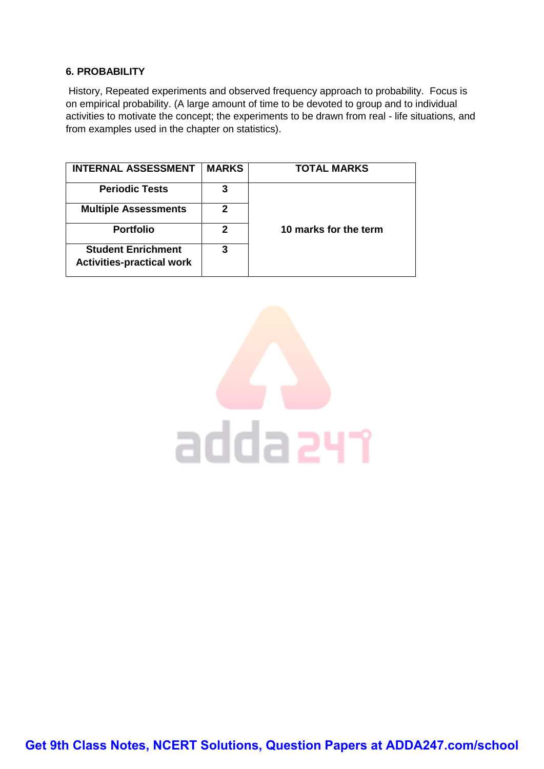**6. PROBABILITY**

History, Repeated experiments and observed frequency approach to probability. Focus is on empirical probability. (A large amount of time to be devoted to group and to individual activities to motivate the concept; the experiments to be drawn from real - life situations, and from examples used in the chapter on statistics).

| INTERNAL ASSESSMENT | MARKS | TOTAL MARKS |
|---|---|---|
| **Periodic Tests** | **3** | **10 marks for the term** |
| **Multiple Assessments** | **2** | |
| **Portfolio** | **2** | |
| **Student Enrichment Activities-practical work** | **3** | |